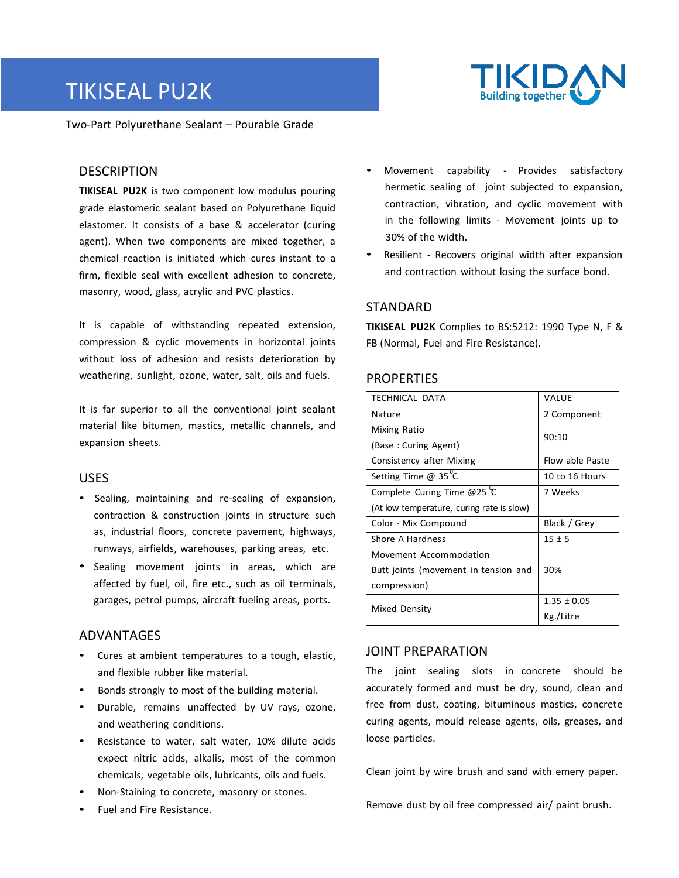# TIKISEAL PU2K

TIKIDAN Building together

Two-Part Polyurethane Sealant – Pourable Grade

## DESCRIPTION

**TIKISEAL PU2K** is two component low modulus pouring grade elastomeric sealant based on Polyurethane liquid elastomer. It consists of a base & accelerator (curing agent). When two components are mixed together, a chemical reaction is initiated which cures instant to a firm, flexible seal with excellent adhesion to concrete, masonry, wood, glass, acrylic and PVC plastics.

It is capable of withstanding repeated extension, compression & cyclic movements in horizontal joints without loss of adhesion and resists deterioration by weathering, sunlight, ozone, water, salt, oils and fuels.

It is far superior to all the conventional joint sealant material like bitumen, mastics, metallic channels, and expansion sheets.

## USES

- Sealing, maintaining and re-sealing of expansion, contraction & construction joints in structure such as, industrial floors, concrete pavement, highways, runways, airfields, warehouses, parking areas, etc.
- Sealing movement joints in areas, which are affected by fuel, oil, fire etc., such as oil terminals, garages, petrol pumps, aircraft fueling areas, ports.

## ADVANTAGES

- Cures at ambient temperatures to a tough, elastic, and flexible rubber like material.
- Bonds strongly to most of the building material.
- Durable, remains unaffected by UV rays, ozone, and weathering conditions.
- Resistance to water, salt water, 10% dilute acids expect nitric acids, alkalis, most of the common chemicals, vegetable oils, lubricants, oils and fuels.
- Non-Staining to concrete, masonry or stones.
- Fuel and Fire Resistance.
- Movement capability - Provides satisfactory hermetic sealing of joint subjected to expansion, contraction, vibration, and cyclic movement with in the following limits - Movement joints up to 30% of the width.
- Resilient - Recovers original width after expansion and contraction without losing the surface bond.

## STANDARD

**TIKISEAL PU2K** Complies to BS:5212: 1990 Type N, F & FB (Normal, Fuel and Fire Resistance).

## PROPERTIES

| TECHNICAL DATA | VALUE |
|---|---|
| Nature | 2 Component |
| Mixing Ratio (Base : Curing Agent) | 90:10 |
| Consistency after Mixing | Flow able Paste |
| Setting Time @ 35 $^{0}$C | 10 to 16 Hours |
| Complete Curing Time @25 $^{0}$C (At low temperature, curing rate is slow) | 7 Weeks |
| Color - Mix Compound | Black / Grey |
| Shore A Hardness | 15 ± 5 |
| Movement Accommodation Butt joints (movement in tension and compression) | 30% |
| Mixed Density | 1.35 ± 0.05 Kg./Litre |

## JOINT PREPARATION

The joint sealing slots in concrete should be accurately formed and must be dry, sound, clean and free from dust, coating, bituminous mastics, concrete curing agents, mould release agents, oils, greases, and loose particles.

Clean joint by wire brush and sand with emery paper.

Remove dust by oil free compressed air/ paint brush.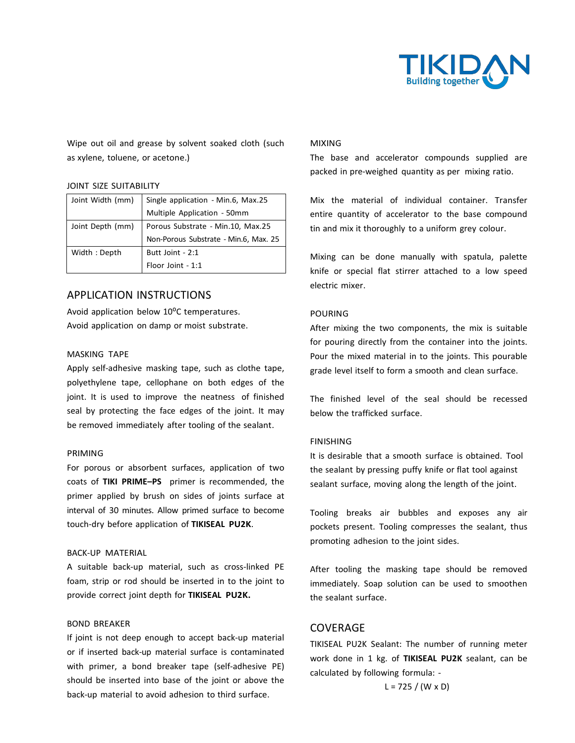Wipe out oil and grease by solvent soaked cloth (such as xylene, toluene, or acetone.)

JOINT SIZE SUITABILITY

| Joint Width (mm) | Single application - Min.6, Max.25<br>Multiple Application - 50mm |
|---|---|
| Joint Depth (mm) | Porous Substrate - Min.10, Max.25<br>Non-Porous Substrate - Min.6, Max. 25 |
| Width : Depth | Butt Joint - 2:1<br>Floor Joint - 1:1 |

## APPLICATION INSTRUCTIONS

Avoid application below 10$^o$C temperatures.
Avoid application on damp or moist substrate.

MASKING TAPE

Apply self-adhesive masking tape, such as clothe tape, polyethylene tape, cellophane on both edges of the joint. It is used to improve the neatness of finished seal by protecting the face edges of the joint. It may be removed immediately after tooling of the sealant.

PRIMING

For porous or absorbent surfaces, application of two coats of **TIKI PRIME–PS** primer is recommended, the primer applied by brush on sides of joints surface at interval of 30 minutes. Allow primed surface to become touch-dry before application of **TIKISEAL PU2K**.

BACK-UP MATERIAL

A suitable back-up material, such as cross-linked PE foam, strip or rod should be inserted in to the joint to provide correct joint depth for **TIKISEAL PU2K.**

BOND BREAKER

If joint is not deep enough to accept back-up material or if inserted back-up material surface is contaminated with primer, a bond breaker tape (self-adhesive PE) should be inserted into base of the joint or above the back-up material to avoid adhesion to third surface.

MIXING

The base and accelerator compounds supplied are packed in pre-weighed quantity as per mixing ratio.

Mix the material of individual container. Transfer entire quantity of accelerator to the base compound tin and mix it thoroughly to a uniform grey colour.

Mixing can be done manually with spatula, palette knife or special flat stirrer attached to a low speed electric mixer.

POURING

After mixing the two components, the mix is suitable for pouring directly from the container into the joints. Pour the mixed material in to the joints. This pourable grade level itself to form a smooth and clean surface.

The finished level of the seal should be recessed below the trafficked surface.

FINISHING

It is desirable that a smooth surface is obtained. Tool the sealant by pressing puffy knife or flat tool against sealant surface, moving along the length of the joint.

Tooling breaks air bubbles and exposes any air pockets present. Tooling compresses the sealant, thus promoting adhesion to the joint sides.

After tooling the masking tape should be removed immediately. Soap solution can be used to smoothen the sealant surface.

## COVERAGE

TIKISEAL PU2K Sealant: The number of running meter work done in 1 kg. of **TIKISEAL PU2K** sealant, can be calculated by following formula: -

$$L = 725 / (W \times D)$$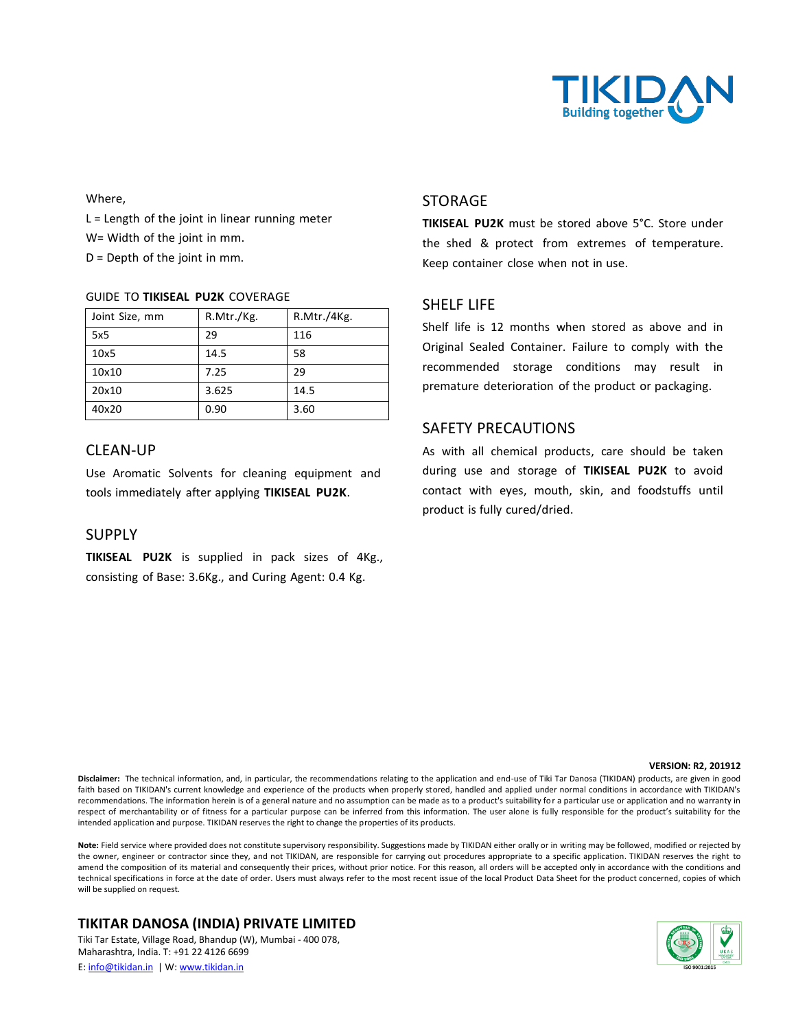Where,

L = Length of the joint in linear running meter

W= Width of the joint in mm.

D = Depth of the joint in mm.

GUIDE TO **TIKISEAL PU2K** COVERAGE

| Joint Size, mm | R.Mtr./Kg. | R.Mtr./4Kg. |
|---|---|---|
| 5x5 | 29 | 116 |
| 10x5 | 14.5 | 58 |
| 10x10 | 7.25 | 29 |
| 20x10 | 3.625 | 14.5 |
| 40x20 | 0.90 | 3.60 |

## CLEAN-UP

Use Aromatic Solvents for cleaning equipment and tools immediately after applying **TIKISEAL PU2K**.

## SUPPLY

**TIKISEAL PU2K** is supplied in pack sizes of 4Kg., consisting of Base: 3.6Kg., and Curing Agent: 0.4 Kg.

## STORAGE

**TIKISEAL PU2K** must be stored above 5°C. Store under the shed & protect from extremes of temperature. Keep container close when not in use.

## SHELF LIFE

Shelf life is 12 months when stored as above and in Original Sealed Container. Failure to comply with the recommended storage conditions may result in premature deterioration of the product or packaging.

## SAFETY PRECAUTIONS

As with all chemical products, care should be taken during use and storage of **TIKISEAL PU2K** to avoid contact with eyes, mouth, skin, and foodstuffs until product is fully cured/dried.

**VERSION: R2, 201912**

**Disclaimer:** The technical information, and, in particular, the recommendations relating to the application and end-use of Tiki Tar Danosa (TIKIDAN) products, are given in good faith based on TIKIDAN's current knowledge and experience of the products when properly stored, handled and applied under normal conditions in accordance with TIKIDAN's recommendations. The information herein is of a general nature and no assumption can be made as to a product's suitability for a particular use or application and no warranty in respect of merchantability or of fitness for a particular purpose can be inferred from this information. The user alone is fully responsible for the product's suitability for the intended application and purpose. TIKIDAN reserves the right to change the properties of its products.

**Note:** Field service where provided does not constitute supervisory responsibility. Suggestions made by TIKIDAN either orally or in writing may be followed, modified or rejected by the owner, engineer or contractor since they, and not TIKIDAN, are responsible for carrying out procedures appropriate to a specific application. TIKIDAN reserves the right to amend the composition of its material and consequently their prices, without prior notice. For this reason, all orders will be accepted only in accordance with the conditions and technical specifications in force at the date of order. Users must always refer to the most recent issue of the local Product Data Sheet for the product concerned, copies of which will be supplied on request.

**TIKITAR DANOSA (INDIA) PRIVATE LIMITED**

Tiki Tar Estate, Village Road, Bhandup (W), Mumbai - 400 078, Maharashtra, India. T: +91 22 4126 6699

E: info@tikidan.in | W: www.tikidan.in

ISO 9001:2015